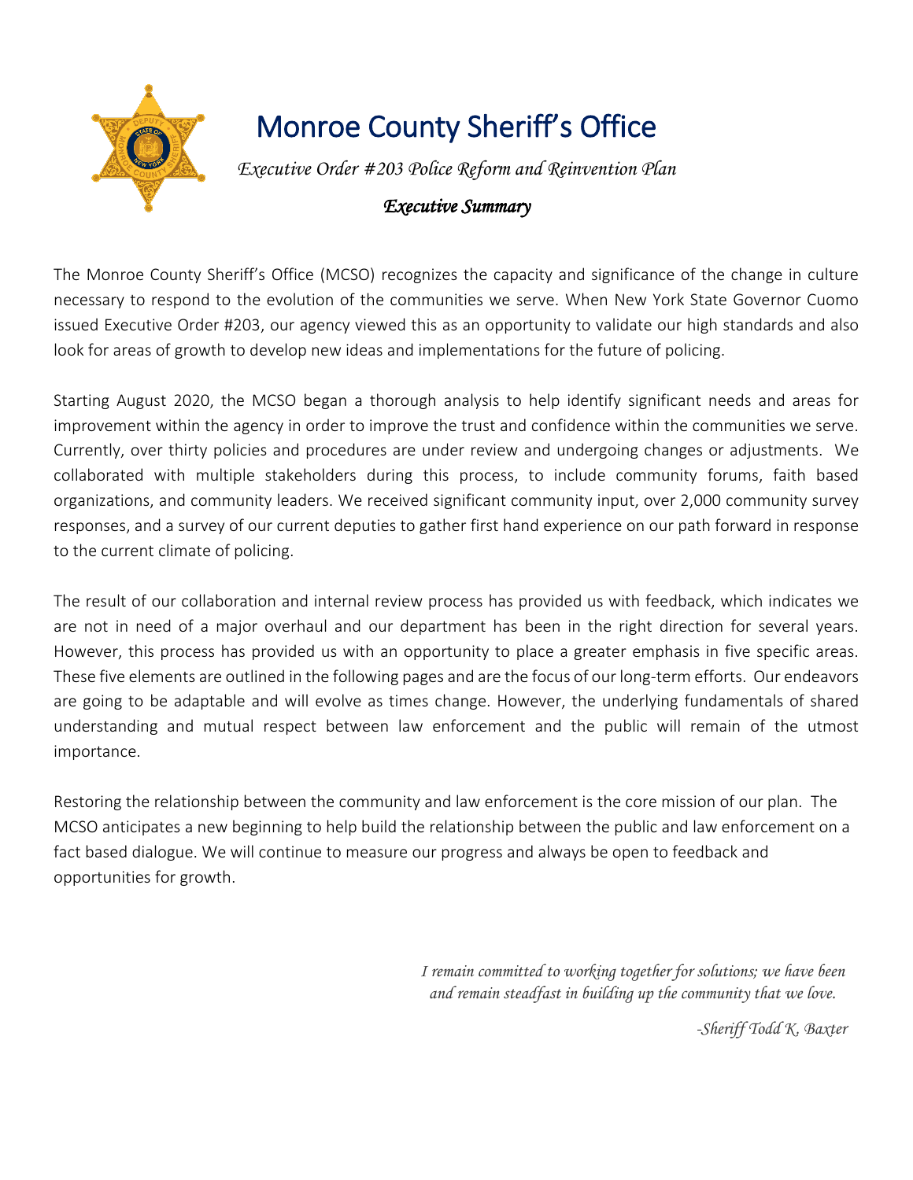# Monroe County Sheriff's Office

*Executive Order #203 Police Reform and Reinvention Plan*

## *Executive Summary*

The Monroe County Sheriff's Office (MCSO) recognizes the capacity and significance of the change in culture necessary to respond to the evolution of the communities we serve. When New York State Governor Cuomo issued Executive Order #203, our agency viewed this as an opportunity to validate our high standards and also look for areas of growth to develop new ideas and implementations for the future of policing.

Starting August 2020, the MCSO began a thorough analysis to help identify significant needs and areas for improvement within the agency in order to improve the trust and confidence within the communities we serve. Currently, over thirty policies and procedures are under review and undergoing changes or adjustments. We collaborated with multiple stakeholders during this process, to include community forums, faith based organizations, and community leaders. We received significant community input, over 2,000 community survey responses, and a survey of our current deputies to gather first hand experience on our path forward in response to the current climate of policing.

The result of our collaboration and internal review process has provided us with feedback, which indicates we are not in need of a major overhaul and our department has been in the right direction for several years. However, this process has provided us with an opportunity to place a greater emphasis in five specific areas. These five elements are outlined in the following pages and are the focus of our long-term efforts. Our endeavors are going to be adaptable and will evolve as times change. However, the underlying fundamentals of shared understanding and mutual respect between law enforcement and the public will remain of the utmost importance.

Restoring the relationship between the community and law enforcement is the core mission of our plan. The MCSO anticipates a new beginning to help build the relationship between the public and law enforcement on a fact based dialogue. We will continue to measure our progress and always be open to feedback and opportunities for growth.

*I remain committed to working together for solutions; we have been and remain steadfast in building up the community that we love.*

*-Sheriff Todd K. Baxter*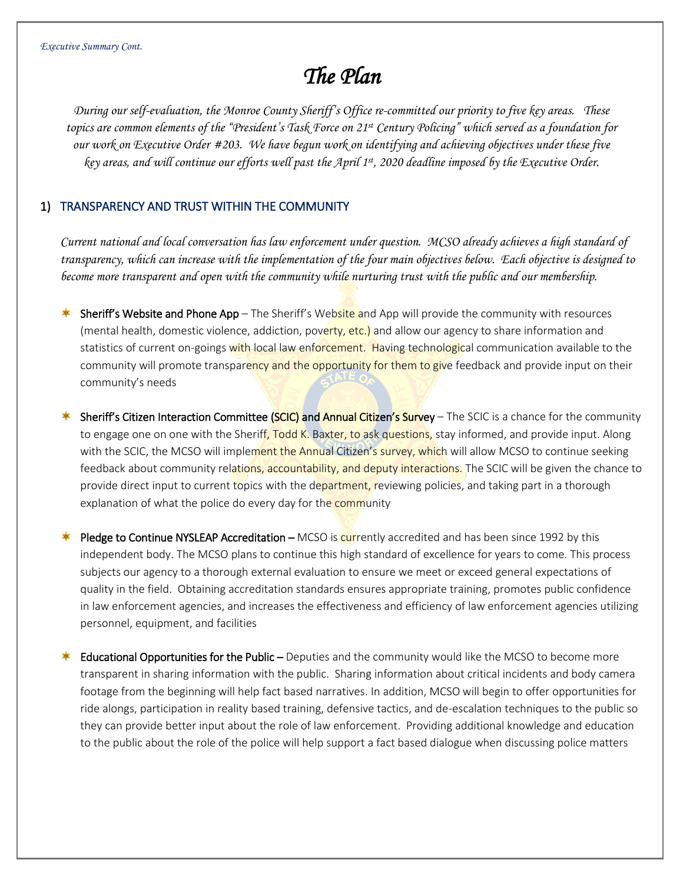*Executive Summary Cont.*

# *The Plan*

*During our self-evaluation, the Monroe County Sheriff's Office re-committed our priority to five key areas. These topics are common elements of the "President's Task Force on 21st Century Policing" which served as a foundation for our work on Executive Order #203. We have begun work on identifying and achieving objectives under these five key areas, and will continue our efforts well past the April 1st, 2020 deadline imposed by the Executive Order.*

## 1) TRANSPARENCY AND TRUST WITHIN THE COMMUNITY

*Current national and local conversation has law enforcement under question. MCSO already achieves a high standard of transparency, which can increase with the implementation of the four main objectives below. Each objective is designed to become more transparent and open with the community while nurturing trust with the public and our membership.*

- **Sheriff's Website and Phone App** – The Sheriff's Website and App will provide the community with resources (mental health, domestic violence, addiction, poverty, etc.) and allow our agency to share information and statistics of current on-goings with local law enforcement. Having technological communication available to the community will promote transparency and the opportunity for them to give feedback and provide input on their community's needs

- **Sheriff's Citizen Interaction Committee (SCIC) and Annual Citizen's Survey** – The SCIC is a chance for the community to engage one on one with the Sheriff, Todd K. Baxter, to ask questions, stay informed, and provide input. Along with the SCIC, the MCSO will implement the Annual Citizen's survey, which will allow MCSO to continue seeking feedback about community relations, accountability, and deputy interactions. The SCIC will be given the chance to provide direct input to current topics with the department, reviewing policies, and taking part in a thorough explanation of what the police do every day for the community

- **Pledge to Continue NYSLEAP Accreditation –** MCSO is currently accredited and has been since 1992 by this independent body. The MCSO plans to continue this high standard of excellence for years to come. This process subjects our agency to a thorough external evaluation to ensure we meet or exceed general expectations of quality in the field. Obtaining accreditation standards ensures appropriate training, promotes public confidence in law enforcement agencies, and increases the effectiveness and efficiency of law enforcement agencies utilizing personnel, equipment, and facilities

- **Educational Opportunities for the Public –** Deputies and the community would like the MCSO to become more transparent in sharing information with the public. Sharing information about critical incidents and body camera footage from the beginning will help fact based narratives. In addition, MCSO will begin to offer opportunities for ride alongs, participation in reality based training, defensive tactics, and de-escalation techniques to the public so they can provide better input about the role of law enforcement. Providing additional knowledge and education to the public about the role of the police will help support a fact based dialogue when discussing police matters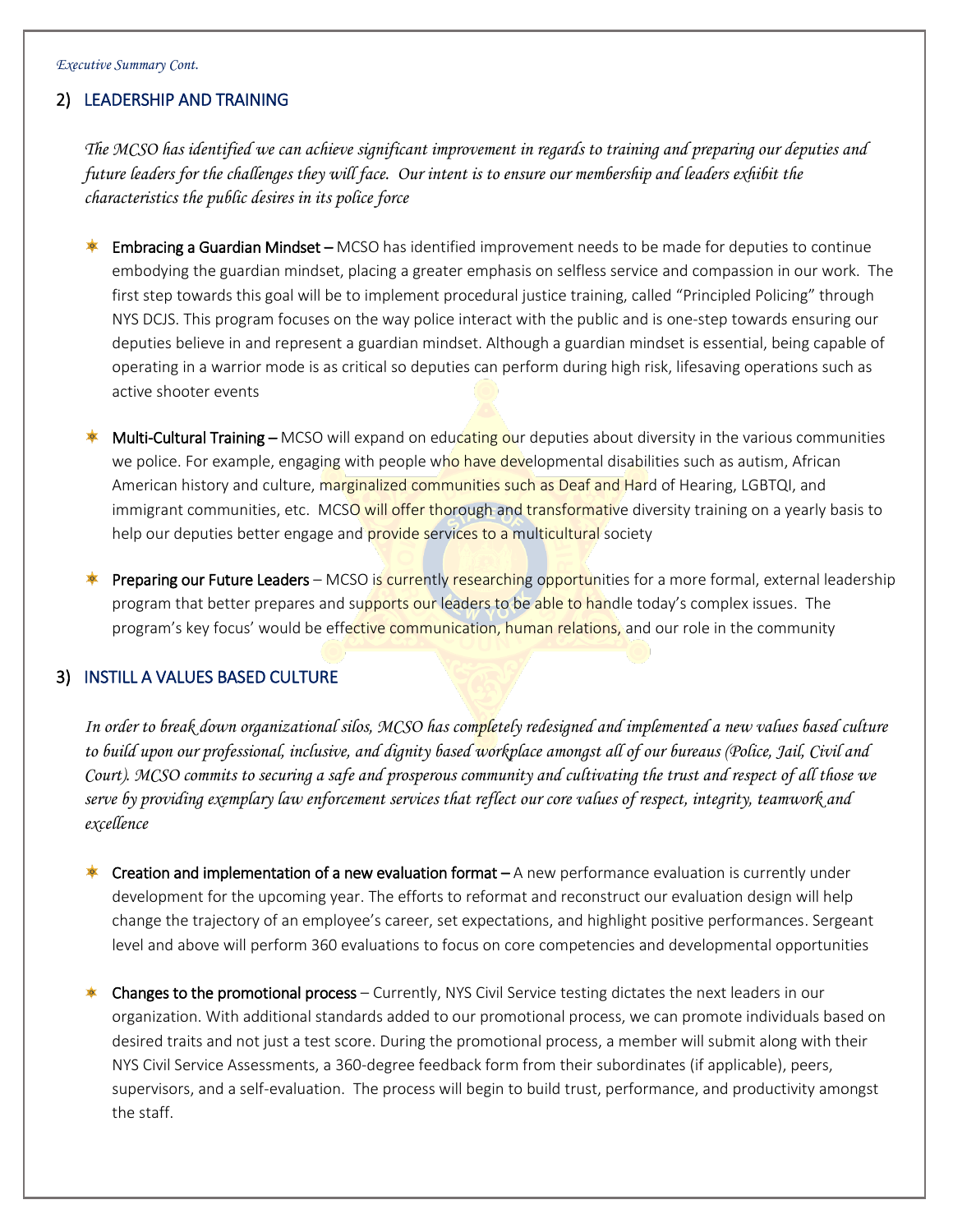*Executive Summary Cont.*

## 2) LEADERSHIP AND TRAINING

*The MCSO has identified we can achieve significant improvement in regards to training and preparing our deputies and future leaders for the challenges they will face. Our intent is to ensure our membership and leaders exhibit the characteristics the public desires in its police force*

- **Embracing a Guardian Mindset** – MCSO has identified improvement needs to be made for deputies to continue embodying the guardian mindset, placing a greater emphasis on selfless service and compassion in our work. The first step towards this goal will be to implement procedural justice training, called "Principled Policing" through NYS DCJS. This program focuses on the way police interact with the public and is one-step towards ensuring our deputies believe in and represent a guardian mindset. Although a guardian mindset is essential, being capable of operating in a warrior mode is as critical so deputies can perform during high risk, lifesaving operations such as active shooter events

- **Multi-Cultural Training** – MCSO will expand on educating our deputies about diversity in the various communities we police. For example, engaging with people who have developmental disabilities such as autism, African American history and culture, marginalized communities such as Deaf and Hard of Hearing, LGBTQI, and immigrant communities, etc. MCSO will offer thorough and transformative diversity training on a yearly basis to help our deputies better engage and provide services to a multicultural society

- **Preparing our Future Leaders** – MCSO is currently researching opportunities for a more formal, external leadership program that better prepares and supports our leaders to be able to handle today's complex issues. The program's key focus' would be effective communication, human relations, and our role in the community

## 3) INSTILL A VALUES BASED CULTURE

*In order to break down organizational silos, MCSO has completely redesigned and implemented a new values based culture to build upon our professional, inclusive, and dignity based workplace amongst all of our bureaus (Police, Jail, Civil and Court). MCSO commits to securing a safe and prosperous community and cultivating the trust and respect of all those we serve by providing exemplary law enforcement services that reflect our core values of respect, integrity, teamwork and excellence*

- **Creation and implementation of a new evaluation format** – A new performance evaluation is currently under development for the upcoming year. The efforts to reformat and reconstruct our evaluation design will help change the trajectory of an employee's career, set expectations, and highlight positive performances. Sergeant level and above will perform 360 evaluations to focus on core competencies and developmental opportunities

- **Changes to the promotional process** – Currently, NYS Civil Service testing dictates the next leaders in our organization. With additional standards added to our promotional process, we can promote individuals based on desired traits and not just a test score. During the promotional process, a member will submit along with their NYS Civil Service Assessments, a 360-degree feedback form from their subordinates (if applicable), peers, supervisors, and a self-evaluation. The process will begin to build trust, performance, and productivity amongst the staff.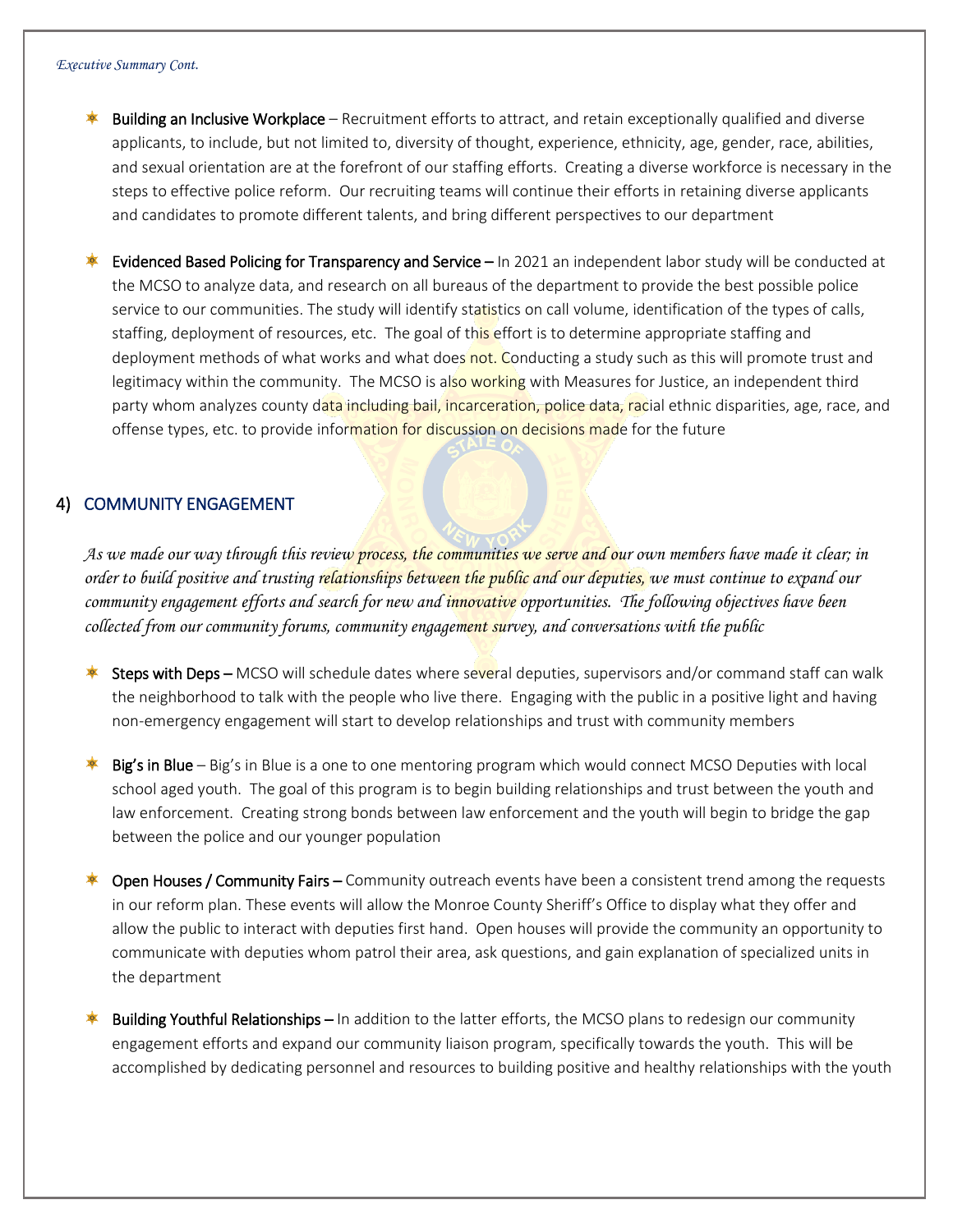*Executive Summary Cont.*

- **Building an Inclusive Workplace** – Recruitment efforts to attract, and retain exceptionally qualified and diverse applicants, to include, but not limited to, diversity of thought, experience, ethnicity, age, gender, race, abilities, and sexual orientation are at the forefront of our staffing efforts. Creating a diverse workforce is necessary in the steps to effective police reform. Our recruiting teams will continue their efforts in retaining diverse applicants and candidates to promote different talents, and bring different perspectives to our department

- **Evidenced Based Policing for Transparency and Service** – In 2021 an independent labor study will be conducted at the MCSO to analyze data, and research on all bureaus of the department to provide the best possible police service to our communities. The study will identify statistics on call volume, identification of the types of calls, staffing, deployment of resources, etc. The goal of this effort is to determine appropriate staffing and deployment methods of what works and what does not. Conducting a study such as this will promote trust and legitimacy within the community. The MCSO is also working with Measures for Justice, an independent third party whom analyzes county data including bail, incarceration, police data, racial ethnic disparities, age, race, and offense types, etc. to provide information for discussion on decisions made for the future

## 4) COMMUNITY ENGAGEMENT

*As we made our way through this review process, the communities we serve and our own members have made it clear; in order to build positive and trusting relationships between the public and our deputies, we must continue to expand our community engagement efforts and search for new and innovative opportunities. The following objectives have been collected from our community forums, community engagement survey, and conversations with the public*

- **Steps with Deps** – MCSO will schedule dates where several deputies, supervisors and/or command staff can walk the neighborhood to talk with the people who live there. Engaging with the public in a positive light and having non-emergency engagement will start to develop relationships and trust with community members

- **Big's in Blue** – Big's in Blue is a one to one mentoring program which would connect MCSO Deputies with local school aged youth. The goal of this program is to begin building relationships and trust between the youth and law enforcement. Creating strong bonds between law enforcement and the youth will begin to bridge the gap between the police and our younger population

- **Open Houses / Community Fairs** – Community outreach events have been a consistent trend among the requests in our reform plan. These events will allow the Monroe County Sheriff's Office to display what they offer and allow the public to interact with deputies first hand. Open houses will provide the community an opportunity to communicate with deputies whom patrol their area, ask questions, and gain explanation of specialized units in the department

- **Building Youthful Relationships** – In addition to the latter efforts, the MCSO plans to redesign our community engagement efforts and expand our community liaison program, specifically towards the youth. This will be accomplished by dedicating personnel and resources to building positive and healthy relationships with the youth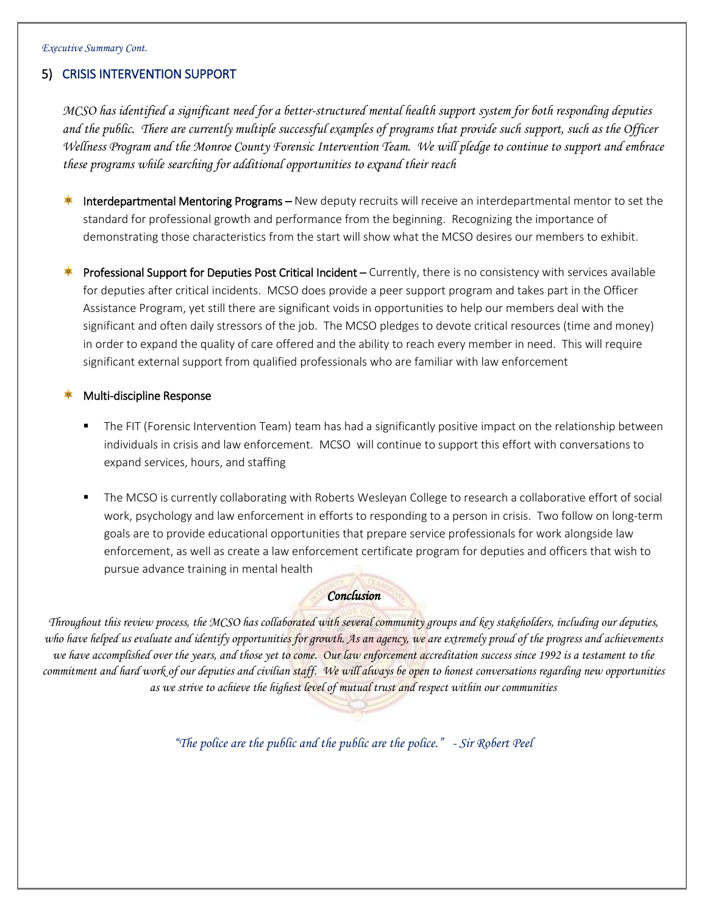*Executive Summary Cont.*

## 5) CRISIS INTERVENTION SUPPORT

*MCSO has identified a significant need for a better-structured mental health support system for both responding deputies and the public. There are currently multiple successful examples of programs that provide such support, such as the Officer Wellness Program and the Monroe County Forensic Intervention Team. We will pledge to continue to support and embrace these programs while searching for additional opportunities to expand their reach*

- Interdepartmental Mentoring Programs – New deputy recruits will receive an interdepartmental mentor to set the standard for professional growth and performance from the beginning. Recognizing the importance of demonstrating those characteristics from the start will show what the MCSO desires our members to exhibit.

- Professional Support for Deputies Post Critical Incident – Currently, there is no consistency with services available for deputies after critical incidents. MCSO does provide a peer support program and takes part in the Officer Assistance Program, yet still there are significant voids in opportunities to help our members deal with the significant and often daily stressors of the job. The MCSO pledges to devote critical resources (time and money) in order to expand the quality of care offered and the ability to reach every member in need. This will require significant external support from qualified professionals who are familiar with law enforcement

- Multi-discipline Response

  - The FIT (Forensic Intervention Team) team has had a significantly positive impact on the relationship between individuals in crisis and law enforcement. MCSO will continue to support this effort with conversations to expand services, hours, and staffing

  - The MCSO is currently collaborating with Roberts Wesleyan College to research a collaborative effort of social work, psychology and law enforcement in efforts to responding to a person in crisis. Two follow on long-term goals are to provide educational opportunities that prepare service professionals for work alongside law enforcement, as well as create a law enforcement certificate program for deputies and officers that wish to pursue advance training in mental health

### *Conclusion*

*Throughout this review process, the MCSO has collaborated with several community groups and key stakeholders, including our deputies, who have helped us evaluate and identify opportunities for growth. As an agency, we are extremely proud of the progress and achievements we have accomplished over the years, and those yet to come. Our law enforcement accreditation success since 1992 is a testament to the commitment and hard work of our deputies and civilian staff. We will always be open to honest conversations regarding new opportunities as we strive to achieve the highest level of mutual trust and respect within our communities*

*"The police are the public and the public are the police." - Sir Robert Peel*